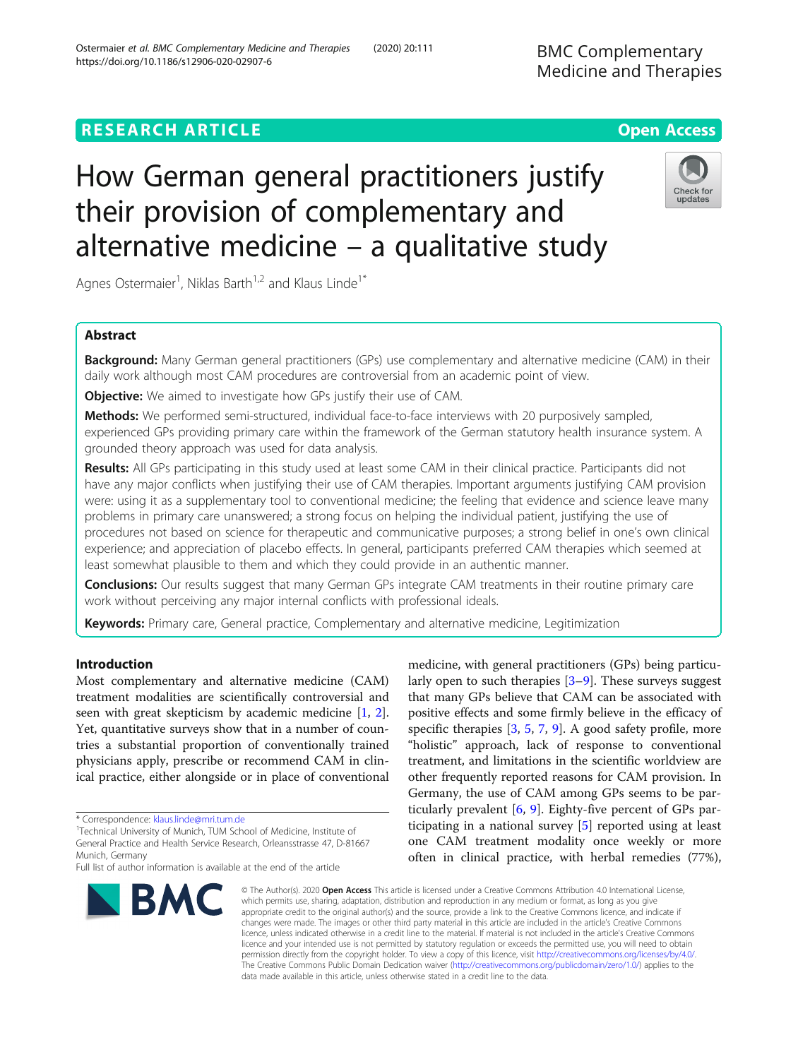RESEARCH ARTICLE

Open Access

# How German general practitioners justify their provision of complementary and alternative medicine – a qualitative study

Agnes Ostermaier[1], Niklas Barth[1,2] and Klaus Linde[1*]

## Abstract

**Background:** Many German general practitioners (GPs) use complementary and alternative medicine (CAM) in their daily work although most CAM procedures are controversial from an academic point of view.

**Objective:** We aimed to investigate how GPs justify their use of CAM.

**Methods:** We performed semi-structured, individual face-to-face interviews with 20 purposively sampled, experienced GPs providing primary care within the framework of the German statutory health insurance system. A grounded theory approach was used for data analysis.

**Results:** All GPs participating in this study used at least some CAM in their clinical practice. Participants did not have any major conflicts when justifying their use of CAM therapies. Important arguments justifying CAM provision were: using it as a supplementary tool to conventional medicine; the feeling that evidence and science leave many problems in primary care unanswered; a strong focus on helping the individual patient, justifying the use of procedures not based on science for therapeutic and communicative purposes; a strong belief in one's own clinical experience; and appreciation of placebo effects. In general, participants preferred CAM therapies which seemed at least somewhat plausible to them and which they could provide in an authentic manner.

**Conclusions:** Our results suggest that many German GPs integrate CAM treatments in their routine primary care work without perceiving any major internal conflicts with professional ideals.

**Keywords:** Primary care, General practice, Complementary and alternative medicine, Legitimization

## Introduction

Most complementary and alternative medicine (CAM) treatment modalities are scientifically controversial and seen with great skepticism by academic medicine [1, 2]. Yet, quantitative surveys show that in a number of countries a substantial proportion of conventionally trained physicians apply, prescribe or recommend CAM in clinical practice, either alongside or in place of conventional medicine, with general practitioners (GPs) being particularly open to such therapies [3–9]. These surveys suggest that many GPs believe that CAM can be associated with positive effects and some firmly believe in the efficacy of specific therapies [3, 5, 7, 9]. A good safety profile, more "holistic" approach, lack of response to conventional treatment, and limitations in the scientific worldview are other frequently reported reasons for CAM provision. In Germany, the use of CAM among GPs seems to be particularly prevalent [6, 9]. Eighty-five percent of GPs participating in a national survey [5] reported using at least one CAM treatment modality once weekly or more often in clinical practice, with herbal remedies (77%),

* Correspondence: klaus.linde@mri.tum.de
[1]Technical University of Munich, TUM School of Medicine, Institute of General Practice and Health Service Research, Orleansstrasse 47, D-81667 Munich, Germany
Full list of author information is available at the end of the article

© The Author(s). 2020 **Open Access** This article is licensed under a Creative Commons Attribution 4.0 International License, which permits use, sharing, adaptation, distribution and reproduction in any medium or format, as long as you give appropriate credit to the original author(s) and the source, provide a link to the Creative Commons licence, and indicate if changes were made. The images or other third party material in this article are included in the article's Creative Commons licence, unless indicated otherwise in a credit line to the material. If material is not included in the article's Creative Commons licence and your intended use is not permitted by statutory regulation or exceeds the permitted use, you will need to obtain permission directly from the copyright holder. To view a copy of this licence, visit http://creativecommons.org/licenses/by/4.0/. The Creative Commons Public Domain Dedication waiver (http://creativecommons.org/publicdomain/zero/1.0/) applies to the data made available in this article, unless otherwise stated in a credit line to the data.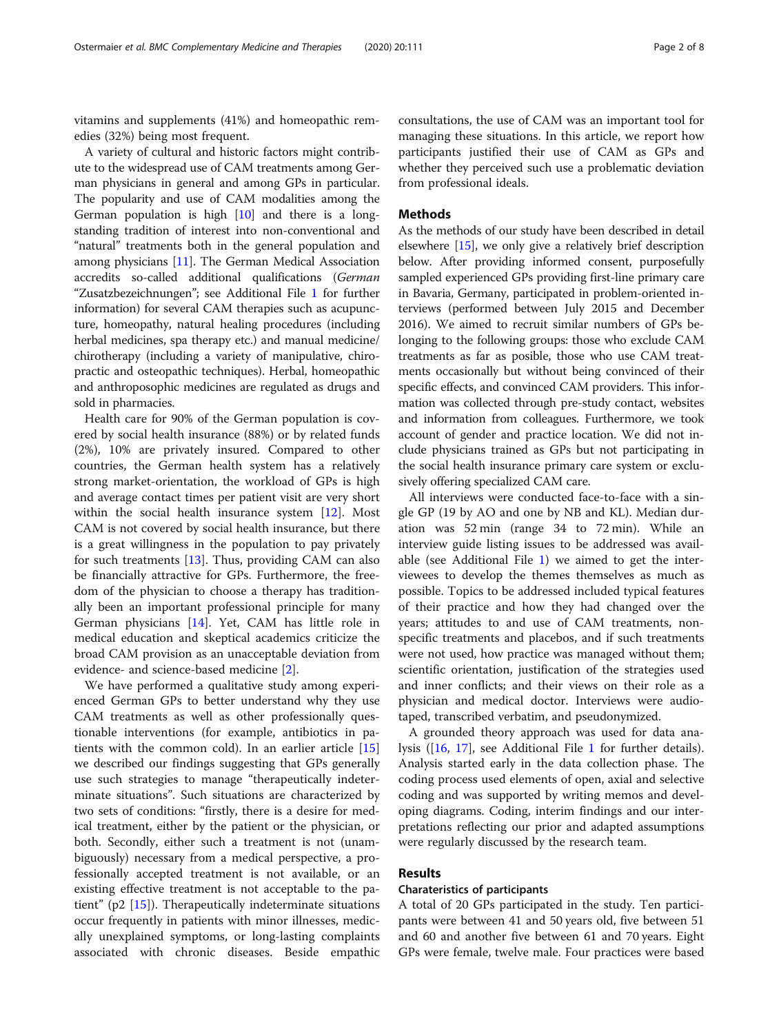vitamins and supplements (41%) and homeopathic remedies (32%) being most frequent.

A variety of cultural and historic factors might contribute to the widespread use of CAM treatments among German physicians in general and among GPs in particular. The popularity and use of CAM modalities among the German population is high [10] and there is a longstanding tradition of interest into non-conventional and "natural" treatments both in the general population and among physicians [11]. The German Medical Association accredits so-called additional qualifications (*German* "Zusatzbezeichnungen"; see Additional File 1 for further information) for several CAM therapies such as acupuncture, homeopathy, natural healing procedures (including herbal medicines, spa therapy etc.) and manual medicine/chirotherapy (including a variety of manipulative, chiropractic and osteopathic techniques). Herbal, homeopathic and anthroposophic medicines are regulated as drugs and sold in pharmacies.

Health care for 90% of the German population is covered by social health insurance (88%) or by related funds (2%), 10% are privately insured. Compared to other countries, the German health system has a relatively strong market-orientation, the workload of GPs is high and average contact times per patient visit are very short within the social health insurance system [12]. Most CAM is not covered by social health insurance, but there is a great willingness in the population to pay privately for such treatments [13]. Thus, providing CAM can also be financially attractive for GPs. Furthermore, the freedom of the physician to choose a therapy has traditionally been an important professional principle for many German physicians [14]. Yet, CAM has little role in medical education and skeptical academics criticize the broad CAM provision as an unacceptable deviation from evidence- and science-based medicine [2].

We have performed a qualitative study among experienced German GPs to better understand why they use CAM treatments as well as other professionally questionable interventions (for example, antibiotics in patients with the common cold). In an earlier article [15] we described our findings suggesting that GPs generally use such strategies to manage "therapeutically indeterminate situations". Such situations are characterized by two sets of conditions: "firstly, there is a desire for medical treatment, either by the patient or the physician, or both. Secondly, either such a treatment is not (unambiguously) necessary from a medical perspective, a professionally accepted treatment is not available, or an existing effective treatment is not acceptable to the patient" (p2 [15]). Therapeutically indeterminate situations occur frequently in patients with minor illnesses, medically unexplained symptoms, or long-lasting complaints associated with chronic diseases. Beside empathic consultations, the use of CAM was an important tool for managing these situations. In this article, we report how participants justified their use of CAM as GPs and whether they perceived such use a problematic deviation from professional ideals.

## Methods

As the methods of our study have been described in detail elsewhere [15], we only give a relatively brief description below. After providing informed consent, purposefully sampled experienced GPs providing first-line primary care in Bavaria, Germany, participated in problem-oriented interviews (performed between July 2015 and December 2016). We aimed to recruit similar numbers of GPs belonging to the following groups: those who exclude CAM treatments as far as posible, those who use CAM treatments occasionally but without being convinced of their specific effects, and convinced CAM providers. This information was collected through pre-study contact, websites and information from colleagues. Furthermore, we took account of gender and practice location. We did not include physicians trained as GPs but not participating in the social health insurance primary care system or exclusively offering specialized CAM care.

All interviews were conducted face-to-face with a single GP (19 by AO and one by NB and KL). Median duration was 52 min (range 34 to 72 min). While an interview guide listing issues to be addressed was available (see Additional File 1) we aimed to get the interviewees to develop the themes themselves as much as possible. Topics to be addressed included typical features of their practice and how they had changed over the years; attitudes to and use of CAM treatments, nonspecific treatments and placebos, and if such treatments were not used, how practice was managed without them; scientific orientation, justification of the strategies used and inner conflicts; and their views on their role as a physician and medical doctor. Interviews were audiotaped, transcribed verbatim, and pseudonymized.

A grounded theory approach was used for data analysis ([16, 17], see Additional File 1 for further details). Analysis started early in the data collection phase. The coding process used elements of open, axial and selective coding and was supported by writing memos and developing diagrams. Coding, interim findings and our interpretations reflecting our prior and adapted assumptions were regularly discussed by the research team.

## Results

### Charateristics of participants

A total of 20 GPs participated in the study. Ten participants were between 41 and 50 years old, five between 51 and 60 and another five between 61 and 70 years. Eight GPs were female, twelve male. Four practices were based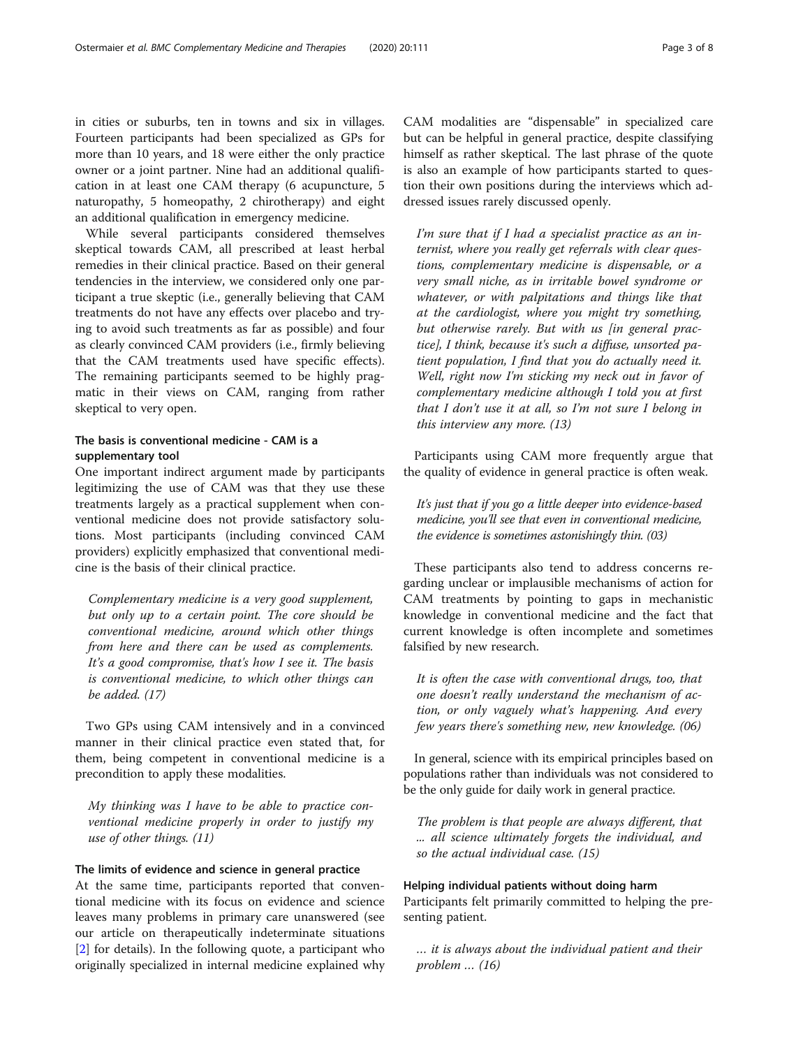in cities or suburbs, ten in towns and six in villages. Fourteen participants had been specialized as GPs for more than 10 years, and 18 were either the only practice owner or a joint partner. Nine had an additional qualification in at least one CAM therapy (6 acupuncture, 5 naturopathy, 5 homeopathy, 2 chirotherapy) and eight an additional qualification in emergency medicine.

While several participants considered themselves skeptical towards CAM, all prescribed at least herbal remedies in their clinical practice. Based on their general tendencies in the interview, we considered only one participant a true skeptic (i.e., generally believing that CAM treatments do not have any effects over placebo and trying to avoid such treatments as far as possible) and four as clearly convinced CAM providers (i.e., firmly believing that the CAM treatments used have specific effects). The remaining participants seemed to be highly pragmatic in their views on CAM, ranging from rather skeptical to very open.

### The basis is conventional medicine - CAM is a supplementary tool

One important indirect argument made by participants legitimizing the use of CAM was that they use these treatments largely as a practical supplement when conventional medicine does not provide satisfactory solutions. Most participants (including convinced CAM providers) explicitly emphasized that conventional medicine is the basis of their clinical practice.

> *Complementary medicine is a very good supplement, but only up to a certain point. The core should be conventional medicine, around which other things from here and there can be used as complements. It's a good compromise, that's how I see it. The basis is conventional medicine, to which other things can be added. (17)*

Two GPs using CAM intensively and in a convinced manner in their clinical practice even stated that, for them, being competent in conventional medicine is a precondition to apply these modalities.

> *My thinking was I have to be able to practice conventional medicine properly in order to justify my use of other things. (11)*

### The limits of evidence and science in general practice

At the same time, participants reported that conventional medicine with its focus on evidence and science leaves many problems in primary care unanswered (see our article on therapeutically indeterminate situations [2] for details). In the following quote, a participant who originally specialized in internal medicine explained why CAM modalities are "dispensable" in specialized care but can be helpful in general practice, despite classifying himself as rather skeptical. The last phrase of the quote is also an example of how participants started to question their own positions during the interviews which addressed issues rarely discussed openly.

> *I'm sure that if I had a specialist practice as an internist, where you really get referrals with clear questions, complementary medicine is dispensable, or a very small niche, as in irritable bowel syndrome or whatever, or with palpitations and things like that at the cardiologist, where you might try something, but otherwise rarely. But with us [in general practice], I think, because it's such a diffuse, unsorted patient population, I find that you do actually need it. Well, right now I'm sticking my neck out in favor of complementary medicine although I told you at first that I don't use it at all, so I'm not sure I belong in this interview any more. (13)*

Participants using CAM more frequently argue that the quality of evidence in general practice is often weak.

> *It's just that if you go a little deeper into evidence-based medicine, you'll see that even in conventional medicine, the evidence is sometimes astonishingly thin. (03)*

These participants also tend to address concerns regarding unclear or implausible mechanisms of action for CAM treatments by pointing to gaps in mechanistic knowledge in conventional medicine and the fact that current knowledge is often incomplete and sometimes falsified by new research.

> *It is often the case with conventional drugs, too, that one doesn't really understand the mechanism of action, or only vaguely what's happening. And every few years there's something new, new knowledge. (06)*

In general, science with its empirical principles based on populations rather than individuals was not considered to be the only guide for daily work in general practice.

> *The problem is that people are always different, that ... all science ultimately forgets the individual, and so the actual individual case. (15)*

### Helping individual patients without doing harm

Participants felt primarily committed to helping the presenting patient.

> *… it is always about the individual patient and their problem … (16)*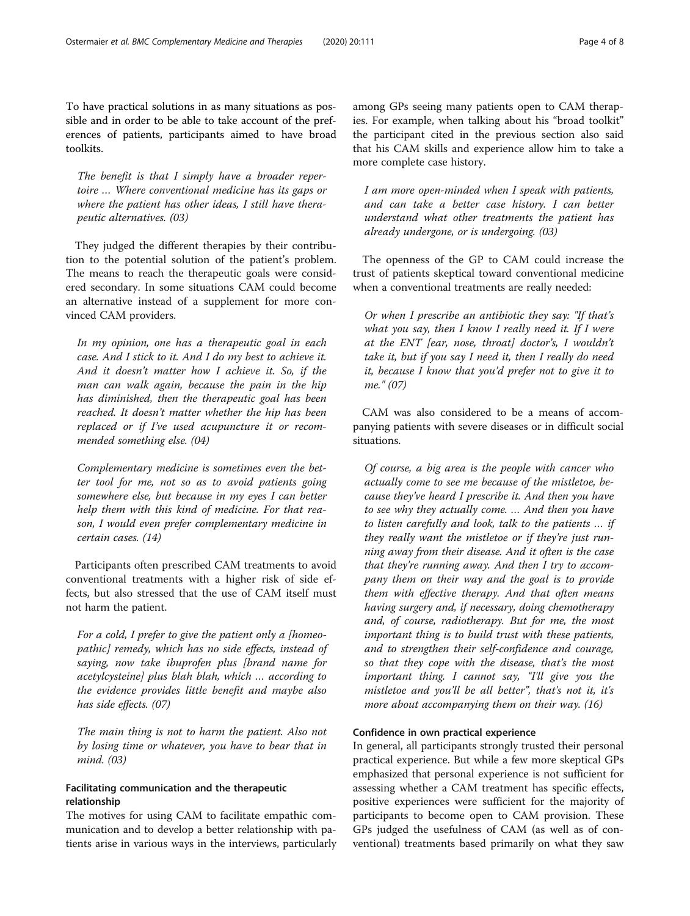To have practical solutions in as many situations as possible and in order to be able to take account of the preferences of patients, participants aimed to have broad toolkits.

> *The benefit is that I simply have a broader repertoire … Where conventional medicine has its gaps or where the patient has other ideas, I still have therapeutic alternatives. (03)*

They judged the different therapies by their contribution to the potential solution of the patient's problem. The means to reach the therapeutic goals were considered secondary. In some situations CAM could become an alternative instead of a supplement for more convinced CAM providers.

> *In my opinion, one has a therapeutic goal in each case. And I stick to it. And I do my best to achieve it. And it doesn't matter how I achieve it. So, if the man can walk again, because the pain in the hip has diminished, then the therapeutic goal has been reached. It doesn't matter whether the hip has been replaced or if I've used acupuncture it or recommended something else. (04)*

> *Complementary medicine is sometimes even the better tool for me, not so as to avoid patients going somewhere else, but because in my eyes I can better help them with this kind of medicine. For that reason, I would even prefer complementary medicine in certain cases. (14)*

Participants often prescribed CAM treatments to avoid conventional treatments with a higher risk of side effects, but also stressed that the use of CAM itself must not harm the patient.

> *For a cold, I prefer to give the patient only a [homeopathic] remedy, which has no side effects, instead of saying, now take ibuprofen plus [brand name for acetylcysteine] plus blah blah, which … according to the evidence provides little benefit and maybe also has side effects. (07)*

> *The main thing is not to harm the patient. Also not by losing time or whatever, you have to bear that in mind. (03)*

### Facilitating communication and the therapeutic relationship

The motives for using CAM to facilitate empathic communication and to develop a better relationship with patients arise in various ways in the interviews, particularly among GPs seeing many patients open to CAM therapies. For example, when talking about his "broad toolkit" the participant cited in the previous section also said that his CAM skills and experience allow him to take a more complete case history.

> *I am more open-minded when I speak with patients, and can take a better case history. I can better understand what other treatments the patient has already undergone, or is undergoing. (03)*

The openness of the GP to CAM could increase the trust of patients skeptical toward conventional medicine when a conventional treatments are really needed:

> *Or when I prescribe an antibiotic they say: "If that's what you say, then I know I really need it. If I were at the ENT [ear, nose, throat] doctor's, I wouldn't take it, but if you say I need it, then I really do need it, because I know that you'd prefer not to give it to me." (07)*

CAM was also considered to be a means of accompanying patients with severe diseases or in difficult social situations.

> *Of course, a big area is the people with cancer who actually come to see me because of the mistletoe, because they've heard I prescribe it. And then you have to see why they actually come. … And then you have to listen carefully and look, talk to the patients … if they really want the mistletoe or if they're just running away from their disease. And it often is the case that they're running away. And then I try to accompany them on their way and the goal is to provide them with effective therapy. And that often means having surgery and, if necessary, doing chemotherapy and, of course, radiotherapy. But for me, the most important thing is to build trust with these patients, and to strengthen their self-confidence and courage, so that they cope with the disease, that's the most important thing. I cannot say, "I'll give you the mistletoe and you'll be all better", that's not it, it's more about accompanying them on their way. (16)*

### Confidence in own practical experience

In general, all participants strongly trusted their personal practical experience. But while a few more skeptical GPs emphasized that personal experience is not sufficient for assessing whether a CAM treatment has specific effects, positive experiences were sufficient for the majority of participants to become open to CAM provision. These GPs judged the usefulness of CAM (as well as of conventional) treatments based primarily on what they saw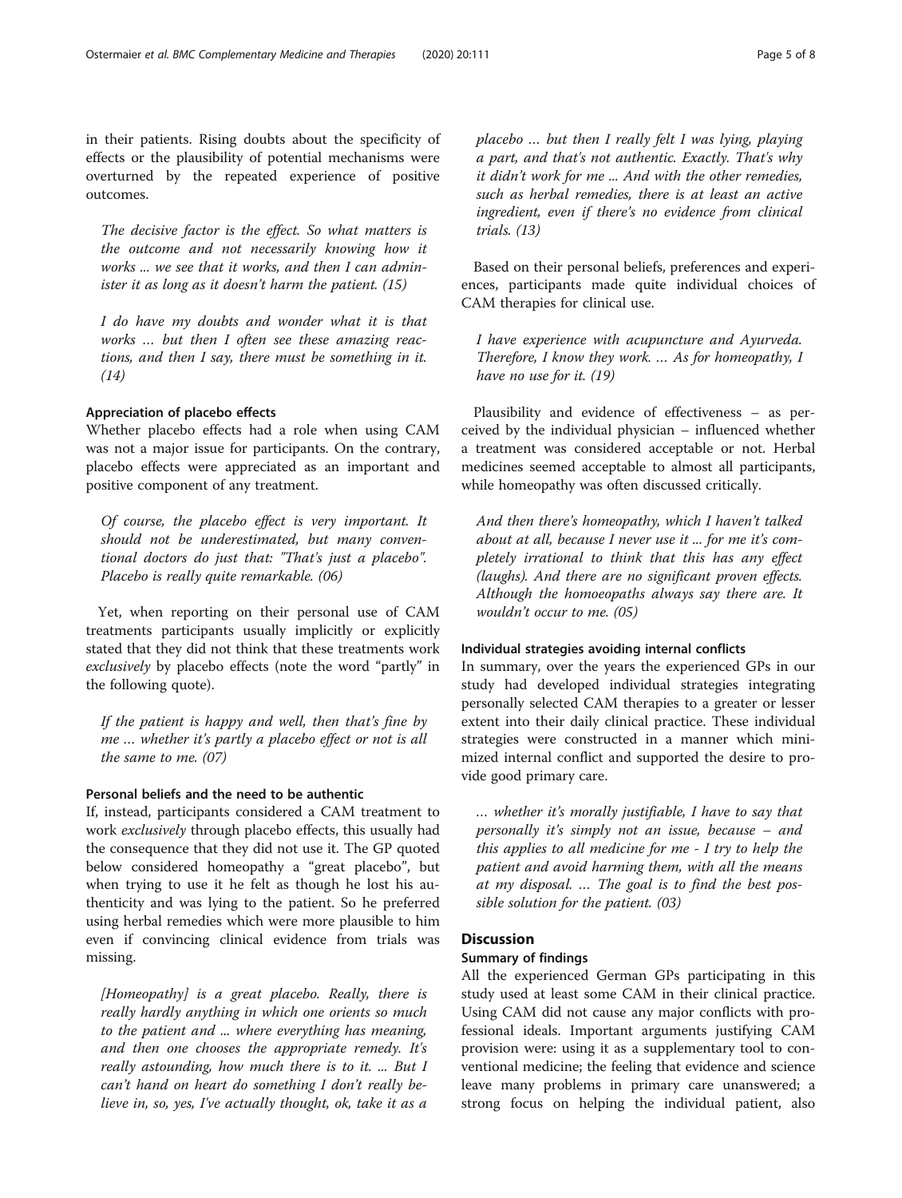in their patients. Rising doubts about the specificity of effects or the plausibility of potential mechanisms were overturned by the repeated experience of positive outcomes.

> *The decisive factor is the effect. So what matters is the outcome and not necessarily knowing how it works ... we see that it works, and then I can administer it as long as it doesn't harm the patient. (15)*

> *I do have my doubts and wonder what it is that works … but then I often see these amazing reactions, and then I say, there must be something in it. (14)*

#### Appreciation of placebo effects

Whether placebo effects had a role when using CAM was not a major issue for participants. On the contrary, placebo effects were appreciated as an important and positive component of any treatment.

> *Of course, the placebo effect is very important. It should not be underestimated, but many conventional doctors do just that: "That's just a placebo". Placebo is really quite remarkable. (06)*

Yet, when reporting on their personal use of CAM treatments participants usually implicitly or explicitly stated that they did not think that these treatments work *exclusively* by placebo effects (note the word "partly" in the following quote).

> *If the patient is happy and well, then that's fine by me … whether it's partly a placebo effect or not is all the same to me. (07)*

#### Personal beliefs and the need to be authentic

If, instead, participants considered a CAM treatment to work *exclusively* through placebo effects, this usually had the consequence that they did not use it. The GP quoted below considered homeopathy a "great placebo", but when trying to use it he felt as though he lost his authenticity and was lying to the patient. So he preferred using herbal remedies which were more plausible to him even if convincing clinical evidence from trials was missing.

> *[Homeopathy] is a great placebo. Really, there is really hardly anything in which one orients so much to the patient and ... where everything has meaning, and then one chooses the appropriate remedy. It's really astounding, how much there is to it. ... But I can't hand on heart do something I don't really believe in, so, yes, I've actually thought, ok, take it as a placebo … but then I really felt I was lying, playing a part, and that's not authentic. Exactly. That's why it didn't work for me ... And with the other remedies, such as herbal remedies, there is at least an active ingredient, even if there's no evidence from clinical trials. (13)*

Based on their personal beliefs, preferences and experiences, participants made quite individual choices of CAM therapies for clinical use.

> *I have experience with acupuncture and Ayurveda. Therefore, I know they work. … As for homeopathy, I have no use for it. (19)*

Plausibility and evidence of effectiveness – as perceived by the individual physician – influenced whether a treatment was considered acceptable or not. Herbal medicines seemed acceptable to almost all participants, while homeopathy was often discussed critically.

> *And then there's homeopathy, which I haven't talked about at all, because I never use it ... for me it's completely irrational to think that this has any effect (laughs). And there are no significant proven effects. Although the homoeopaths always say there are. It wouldn't occur to me. (05)*

#### Individual strategies avoiding internal conflicts

In summary, over the years the experienced GPs in our study had developed individual strategies integrating personally selected CAM therapies to a greater or lesser extent into their daily clinical practice. These individual strategies were constructed in a manner which minimized internal conflict and supported the desire to provide good primary care.

> *… whether it's morally justifiable, I have to say that personally it's simply not an issue, because – and this applies to all medicine for me - I try to help the patient and avoid harming them, with all the means at my disposal. … The goal is to find the best possible solution for the patient. (03)*

## Discussion

### Summary of findings

All the experienced German GPs participating in this study used at least some CAM in their clinical practice. Using CAM did not cause any major conflicts with professional ideals. Important arguments justifying CAM provision were: using it as a supplementary tool to conventional medicine; the feeling that evidence and science leave many problems in primary care unanswered; a strong focus on helping the individual patient, also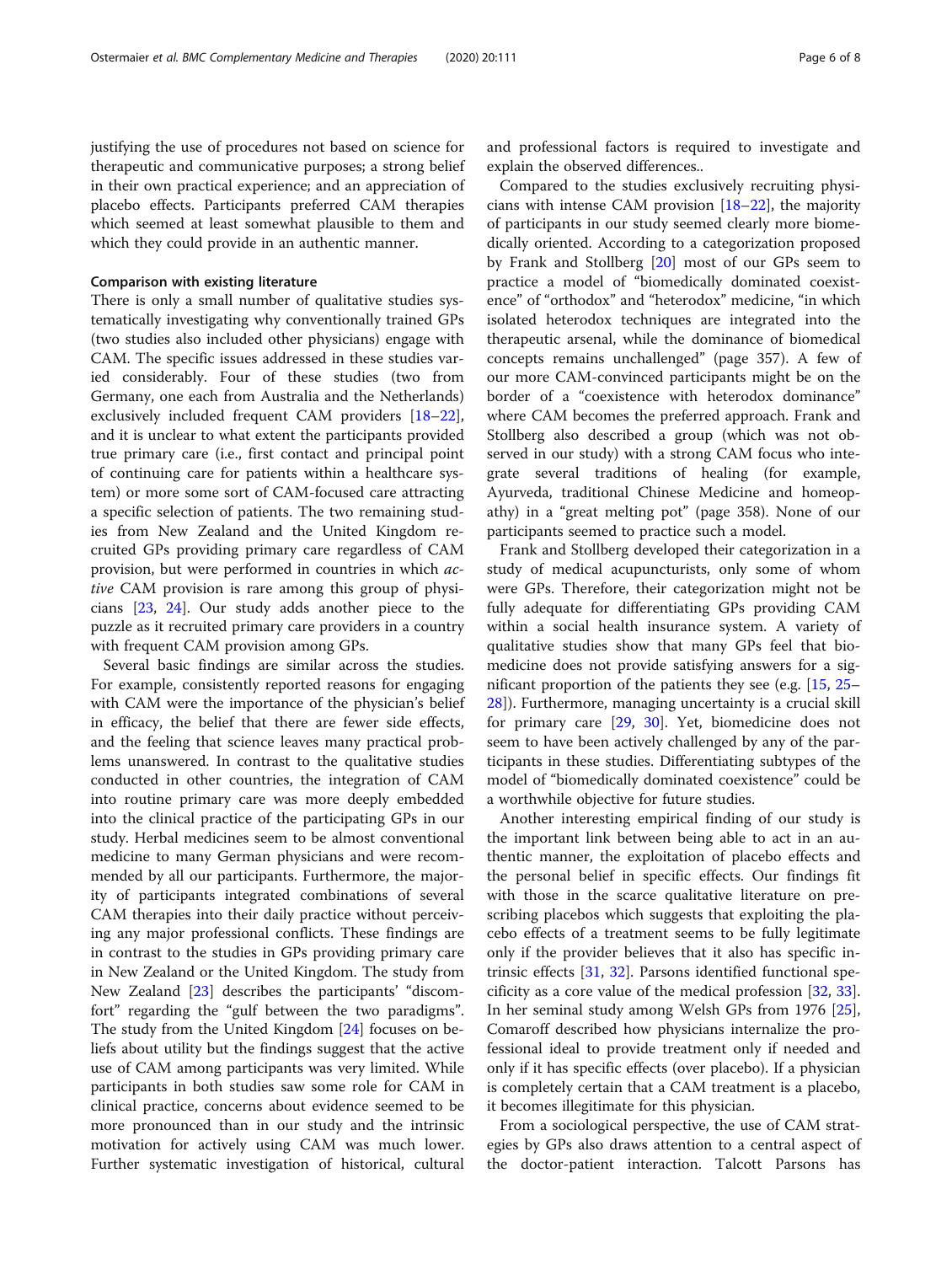justifying the use of procedures not based on science for therapeutic and communicative purposes; a strong belief in their own practical experience; and an appreciation of placebo effects. Participants preferred CAM therapies which seemed at least somewhat plausible to them and which they could provide in an authentic manner.

#### Comparison with existing literature

There is only a small number of qualitative studies systematically investigating why conventionally trained GPs (two studies also included other physicians) engage with CAM. The specific issues addressed in these studies varied considerably. Four of these studies (two from Germany, one each from Australia and the Netherlands) exclusively included frequent CAM providers [18–22], and it is unclear to what extent the participants provided true primary care (i.e., first contact and principal point of continuing care for patients within a healthcare system) or more some sort of CAM-focused care attracting a specific selection of patients. The two remaining studies from New Zealand and the United Kingdom recruited GPs providing primary care regardless of CAM provision, but were performed in countries in which *active* CAM provision is rare among this group of physicians [23, 24]. Our study adds another piece to the puzzle as it recruited primary care providers in a country with frequent CAM provision among GPs.

Several basic findings are similar across the studies. For example, consistently reported reasons for engaging with CAM were the importance of the physician's belief in efficacy, the belief that there are fewer side effects, and the feeling that science leaves many practical problems unanswered. In contrast to the qualitative studies conducted in other countries, the integration of CAM into routine primary care was more deeply embedded into the clinical practice of the participating GPs in our study. Herbal medicines seem to be almost conventional medicine to many German physicians and were recommended by all our participants. Furthermore, the majority of participants integrated combinations of several CAM therapies into their daily practice without perceiving any major professional conflicts. These findings are in contrast to the studies in GPs providing primary care in New Zealand or the United Kingdom. The study from New Zealand [23] describes the participants' "discomfort" regarding the "gulf between the two paradigms". The study from the United Kingdom [24] focuses on beliefs about utility but the findings suggest that the active use of CAM among participants was very limited. While participants in both studies saw some role for CAM in clinical practice, concerns about evidence seemed to be more pronounced than in our study and the intrinsic motivation for actively using CAM was much lower. Further systematic investigation of historical, cultural and professional factors is required to investigate and explain the observed differences..

Compared to the studies exclusively recruiting physicians with intense CAM provision [18–22], the majority of participants in our study seemed clearly more biomedically oriented. According to a categorization proposed by Frank and Stollberg [20] most of our GPs seem to practice a model of "biomedically dominated coexistence" of "orthodox" and "heterodox" medicine, "in which isolated heterodox techniques are integrated into the therapeutic arsenal, while the dominance of biomedical concepts remains unchallenged" (page 357). A few of our more CAM-convinced participants might be on the border of a "coexistence with heterodox dominance" where CAM becomes the preferred approach. Frank and Stollberg also described a group (which was not observed in our study) with a strong CAM focus who integrate several traditions of healing (for example, Ayurveda, traditional Chinese Medicine and homeopathy) in a "great melting pot" (page 358). None of our participants seemed to practice such a model.

Frank and Stollberg developed their categorization in a study of medical acupuncturists, only some of whom were GPs. Therefore, their categorization might not be fully adequate for differentiating GPs providing CAM within a social health insurance system. A variety of qualitative studies show that many GPs feel that biomedicine does not provide satisfying answers for a significant proportion of the patients they see (e.g. [15, 25–28]). Furthermore, managing uncertainty is a crucial skill for primary care [29, 30]. Yet, biomedicine does not seem to have been actively challenged by any of the participants in these studies. Differentiating subtypes of the model of "biomedically dominated coexistence" could be a worthwhile objective for future studies.

Another interesting empirical finding of our study is the important link between being able to act in an authentic manner, the exploitation of placebo effects and the personal belief in specific effects. Our findings fit with those in the scarce qualitative literature on prescribing placebos which suggests that exploiting the placebo effects of a treatment seems to be fully legitimate only if the provider believes that it also has specific intrinsic effects [31, 32]. Parsons identified functional specificity as a core value of the medical profession [32, 33]. In her seminal study among Welsh GPs from 1976 [25], Comaroff described how physicians internalize the professional ideal to provide treatment only if needed and only if it has specific effects (over placebo). If a physician is completely certain that a CAM treatment is a placebo, it becomes illegitimate for this physician.

From a sociological perspective, the use of CAM strategies by GPs also draws attention to a central aspect of the doctor-patient interaction. Talcott Parsons has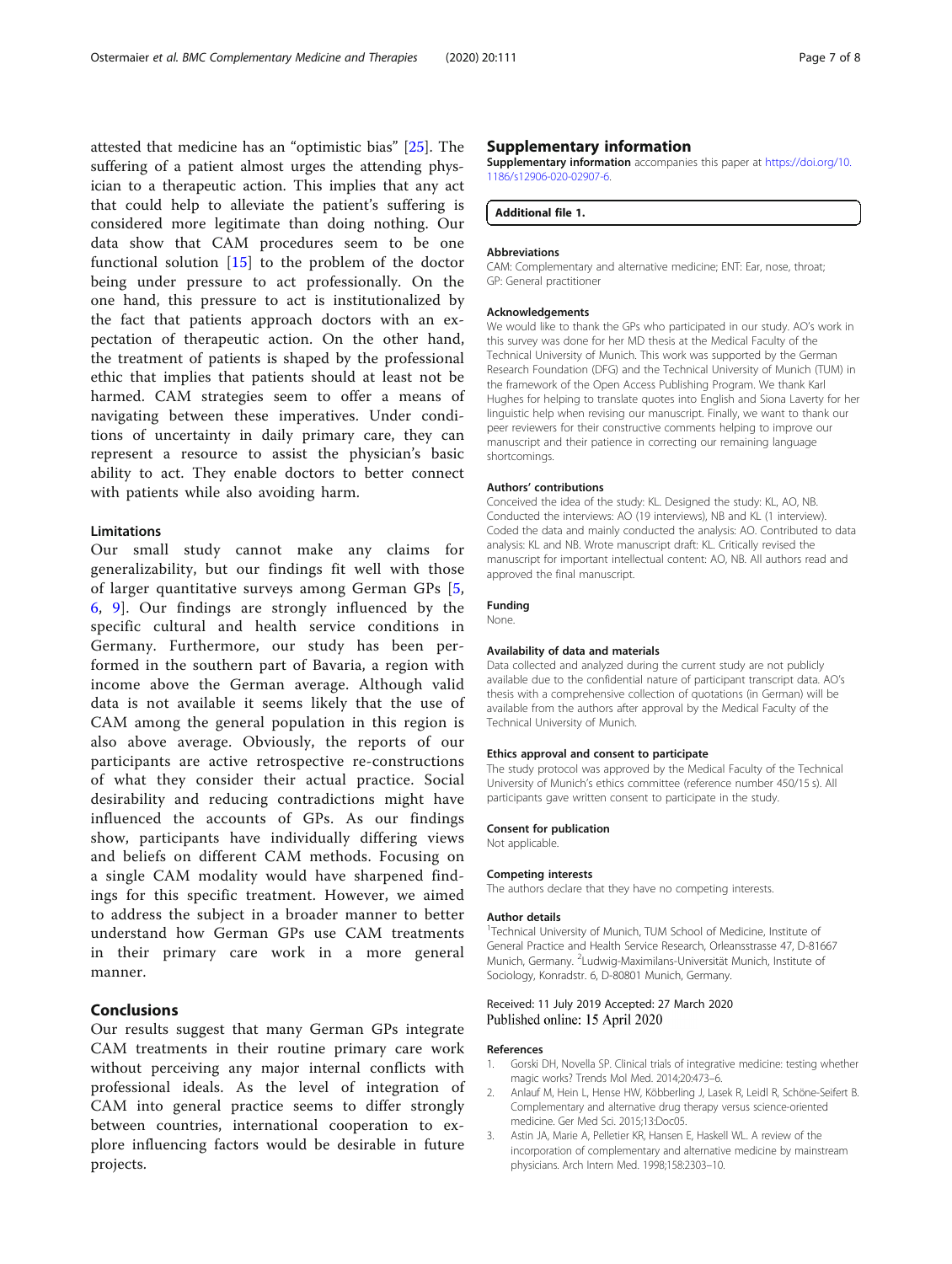attested that medicine has an "optimistic bias" [25]. The suffering of a patient almost urges the attending physician to a therapeutic action. This implies that any act that could help to alleviate the patient's suffering is considered more legitimate than doing nothing. Our data show that CAM procedures seem to be one functional solution [15] to the problem of the doctor being under pressure to act professionally. On the one hand, this pressure to act is institutionalized by the fact that patients approach doctors with an expectation of therapeutic action. On the other hand, the treatment of patients is shaped by the professional ethic that implies that patients should at least not be harmed. CAM strategies seem to offer a means of navigating between these imperatives. Under conditions of uncertainty in daily primary care, they can represent a resource to assist the physician's basic ability to act. They enable doctors to better connect with patients while also avoiding harm.

### Limitations

Our small study cannot make any claims for generalizability, but our findings fit well with those of larger quantitative surveys among German GPs [5, 6, 9]. Our findings are strongly influenced by the specific cultural and health service conditions in Germany. Furthermore, our study has been performed in the southern part of Bavaria, a region with income above the German average. Although valid data is not available it seems likely that the use of CAM among the general population in this region is also above average. Obviously, the reports of our participants are active retrospective re-constructions of what they consider their actual practice. Social desirability and reducing contradictions might have influenced the accounts of GPs. As our findings show, participants have individually differing views and beliefs on different CAM methods. Focusing on a single CAM modality would have sharpened findings for this specific treatment. However, we aimed to address the subject in a broader manner to better understand how German GPs use CAM treatments in their primary care work in a more general manner.

## Conclusions

Our results suggest that many German GPs integrate CAM treatments in their routine primary care work without perceiving any major internal conflicts with professional ideals. As the level of integration of CAM into general practice seems to differ strongly between countries, international cooperation to explore influencing factors would be desirable in future projects.

## Supplementary information

**Supplementary information** accompanies this paper at https://doi.org/10.1186/s12906-020-02907-6.

**Additional file 1.**

### Abbreviations

CAM: Complementary and alternative medicine; ENT: Ear, nose, throat; GP: General practitioner

### Acknowledgements

We would like to thank the GPs who participated in our study. AO's work in this survey was done for her MD thesis at the Medical Faculty of the Technical University of Munich. This work was supported by the German Research Foundation (DFG) and the Technical University of Munich (TUM) in the framework of the Open Access Publishing Program. We thank Karl Hughes for helping to translate quotes into English and Siona Laverty for her linguistic help when revising our manuscript. Finally, we want to thank our peer reviewers for their constructive comments helping to improve our manuscript and their patience in correcting our remaining language shortcomings.

### Authors' contributions

Conceived the idea of the study: KL. Designed the study: KL, AO, NB. Conducted the interviews: AO (19 interviews), NB and KL (1 interview). Coded the data and mainly conducted the analysis: AO. Contributed to data analysis: KL and NB. Wrote manuscript draft: KL. Critically revised the manuscript for important intellectual content: AO, NB. All authors read and approved the final manuscript.

### Funding

None.

### Availability of data and materials

Data collected and analyzed during the current study are not publicly available due to the confidential nature of participant transcript data. AO's thesis with a comprehensive collection of quotations (in German) will be available from the authors after approval by the Medical Faculty of the Technical University of Munich.

### Ethics approval and consent to participate

The study protocol was approved by the Medical Faculty of the Technical University of Munich's ethics committee (reference number 450/15 s). All participants gave written consent to participate in the study.

### Consent for publication

Not applicable.

### Competing interests

The authors declare that they have no competing interests.

### Author details

[1]Technical University of Munich, TUM School of Medicine, Institute of General Practice and Health Service Research, Orleansstrasse 47, D-81667 Munich, Germany. [2]Ludwig-Maximilians-Universität Munich, Institute of Sociology, Konradstr. 6, D-80801 Munich, Germany.

Received: 11 July 2019 Accepted: 27 March 2020
Published online: 15 April 2020

### References

1. Gorski DH, Novella SP. Clinical trials of integrative medicine: testing whether magic works? Trends Mol Med. 2014;20:473–6.
2. Anlauf M, Hein L, Hense HW, Köbberling J, Lasek R, Leidl R, Schöne-Seifert B. Complementary and alternative drug therapy versus science-oriented medicine. Ger Med Sci. 2015;13:Doc05.
3. Astin JA, Marie A, Pelletier KR, Hansen E, Haskell WL. A review of the incorporation of complementary and alternative medicine by mainstream physicians. Arch Intern Med. 1998;158:2303–10.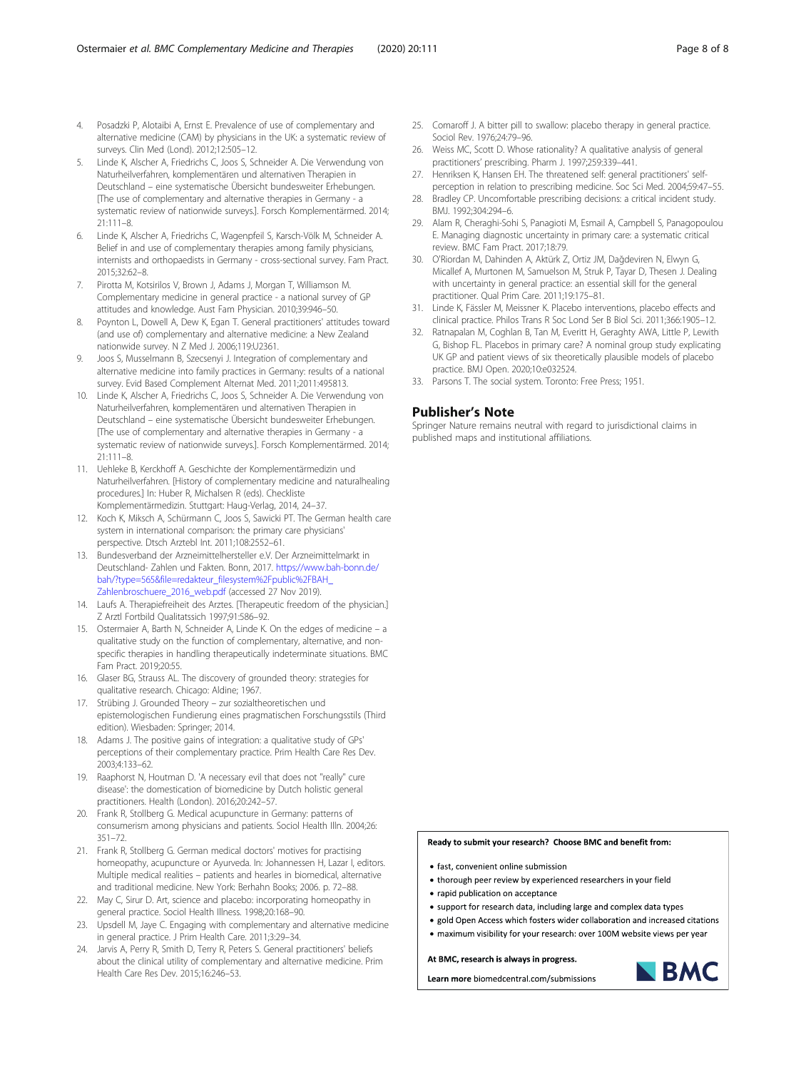4. Posadzki P, Alotaibi A, Ernst E. Prevalence of use of complementary and alternative medicine (CAM) by physicians in the UK: a systematic review of surveys. Clin Med (Lond). 2012;12:505–12.
5. Linde K, Alscher A, Friedrichs C, Joos S, Schneider A. Die Verwendung von Naturheilverfahren, komplementären und alternativen Therapien in Deutschland – eine systematische Übersicht bundesweiter Erhebungen. [The use of complementary and alternative therapies in Germany - a systematic review of nationwide surveys.]. Forsch Komplementärmed. 2014; 21:111–8.
6. Linde K, Alscher A, Friedrichs C, Wagenpfeil S, Karsch-Völk M, Schneider A. Belief in and use of complementary therapies among family physicians, internists and orthopaedists in Germany - cross-sectional survey. Fam Pract. 2015;32:62–8.
7. Pirotta M, Kotsirilos V, Brown J, Adams J, Morgan T, Williamson M. Complementary medicine in general practice - a national survey of GP attitudes and knowledge. Aust Fam Physician. 2010;39:946–50.
8. Poynton L, Dowell A, Dew K, Egan T. General practitioners' attitudes toward (and use of) complementary and alternative medicine: a New Zealand nationwide survey. N Z Med J. 2006;119:U2361.
9. Joos S, Musselmann B, Szecsenyi J. Integration of complementary and alternative medicine into family practices in Germany: results of a national survey. Evid Based Complement Alternat Med. 2011;2011:495813.
10. Linde K, Alscher A, Friedrichs C, Joos S, Schneider A. Die Verwendung von Naturheilverfahren, komplementären und alternativen Therapien in Deutschland – eine systematische Übersicht bundesweiter Erhebungen. [The use of complementary and alternative therapies in Germany - a systematic review of nationwide surveys.]. Forsch Komplementärmed. 2014; 21:111–8.
11. Uehleke B, Kerckhoff A. Geschichte der Komplementärmedizin und Naturheilverfahren. [History of complementary medicine and naturalhealing procedures.] In: Huber R, Michalsen R (eds). Checkliste Komplementärmedizin. Stuttgart: Haug-Verlag, 2014, 24–37.
12. Koch K, Miksch A, Schürmann C, Joos S, Sawicki PT. The German health care system in international comparison: the primary care physicians' perspective. Dtsch Arztebl Int. 2011;108:2552–61.
13. Bundesverband der Arzneimittelhersteller e.V. Der Arzneimittelmarkt in Deutschland- Zahlen und Fakten. Bonn, 2017. https://www.bah-bonn.de/bah/?type=565&file=redakteur_filesystem%2Fpublic%2FBAH_Zahlenbroschuere_2016_web.pdf (accessed 27 Nov 2019).
14. Laufs A. Therapiefreiheit des Arztes. [Therapeutic freedom of the physician.] Z Arztl Fortbild Qualitatssich 1997;91:586–92.
15. Ostermaier A, Barth N, Schneider A, Linde K. On the edges of medicine – a qualitative study on the function of complementary, alternative, and non-specific therapies in handling therapeutically indeterminate situations. BMC Fam Pract. 2019;20:55.
16. Glaser BG, Strauss AL. The discovery of grounded theory: strategies for qualitative research. Chicago: Aldine; 1967.
17. Strübing J. Grounded Theory – zur sozialtheoretischen und epistemologischen Fundierung eines pragmatischen Forschungsstils (Third edition). Wiesbaden: Springer; 2014.
18. Adams J. The positive gains of integration: a qualitative study of GPs' perceptions of their complementary practice. Prim Health Care Res Dev. 2003;4:133–62.
19. Raaphorst N, Houtman D. 'A necessary evil that does not "really" cure disease': the domestication of biomedicine by Dutch holistic general practitioners. Health (London). 2016;20:242–57.
20. Frank R, Stollberg G. Medical acupuncture in Germany: patterns of consumerism among physicians and patients. Sociol Health Illn. 2004;26: 351–72.
21. Frank R, Stollberg G. German medical doctors' motives for practising homeopathy, acupuncture or Ayurveda. In: Johannessen H, Lazar I, editors. Multiple medical realities – patients and hearles in biomedical, alternative and traditional medicine. New York: Berhahn Books; 2006. p. 72–88.
22. May C, Sirur D. Art, science and placebo: incorporating homeopathy in general practice. Sociol Health Illness. 1998;20:168–90.
23. Upsdell M, Jaye C. Engaging with complementary and alternative medicine in general practice. J Prim Health Care. 2011;3:29–34.
24. Jarvis A, Perry R, Smith D, Terry R, Peters S. General practitioners' beliefs about the clinical utility of complementary and alternative medicine. Prim Health Care Res Dev. 2015;16:246–53.
25. Comaroff J. A bitter pill to swallow: placebo therapy in general practice. Sociol Rev. 1976;24:79–96.
26. Weiss MC, Scott D. Whose rationality? A qualitative analysis of general practitioners' prescribing. Pharm J. 1997;259:339–441.
27. Henriksen K, Hansen EH. The threatened self: general practitioners' self-perception in relation to prescribing medicine. Soc Sci Med. 2004;59:47–55.
28. Bradley CP. Uncomfortable prescribing decisions: a critical incident study. BMJ. 1992;304:294–6.
29. Alam R, Cheraghi-Sohi S, Panagioti M, Esmail A, Campbell S, Panagopoulou E. Managing diagnostic uncertainty in primary care: a systematic critical review. BMC Fam Pract. 2017;18:79.
30. O'Riordan M, Dahinden A, Aktürk Z, Ortiz JM, Dağdeviren N, Elwyn G, Micallef A, Murtonen M, Samuelson M, Struk P, Tayar D, Thesen J. Dealing with uncertainty in general practice: an essential skill for the general practitioner. Qual Prim Care. 2011;19:175–81.
31. Linde K, Fässler M, Meissner K. Placebo interventions, placebo effects and clinical practice. Philos Trans R Soc Lond Ser B Biol Sci. 2011;366:1905–12.
32. Ratnapalan M, Coghlan B, Tan M, Everitt H, Geraghty AWA, Little P, Lewith G, Bishop FL. Placebos in primary care? A nominal group study explicating UK GP and patient views of six theoretically plausible models of placebo practice. BMJ Open. 2020;10:e032524.
33. Parsons T. The social system. Toronto: Free Press; 1951.

## Publisher's Note

Springer Nature remains neutral with regard to jurisdictional claims in published maps and institutional affiliations.

**Ready to submit your research? Choose BMC and benefit from:**

- fast, convenient online submission
- thorough peer review by experienced researchers in your field
- rapid publication on acceptance
- support for research data, including large and complex data types
- gold Open Access which fosters wider collaboration and increased citations
- maximum visibility for your research: over 100M website views per year

**At BMC, research is always in progress.**

**Learn more** biomedcentral.com/submissions

BMC